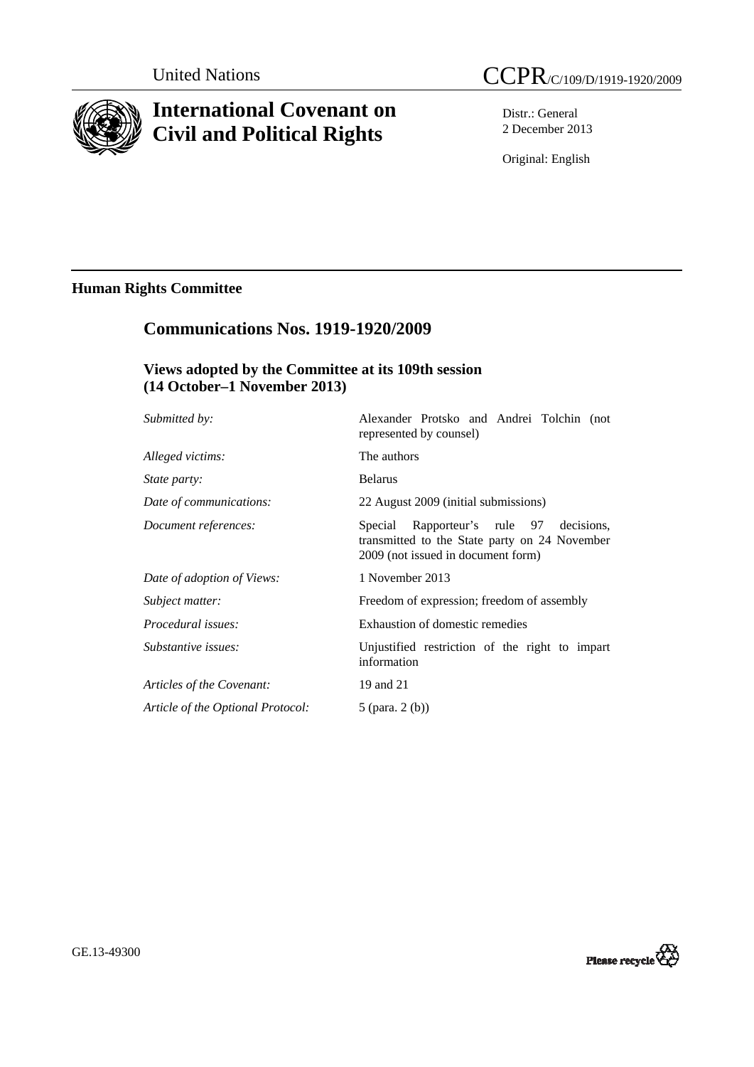United Nations

CCPR/C/109/D/1919-1920/2009

# International Covenant on Civil and Political Rights

Distr.: General
2 December 2013

Original: English

## Human Rights Committee

## Communications Nos. 1919-1920/2009

### Views adopted by the Committee at its 109th session (14 October–1 November 2013)

| | |
|---|---|
| *Submitted by:* | Alexander Protsko and Andrei Tolchin (not represented by counsel) |
| *Alleged victims:* | The authors |
| *State party:* | Belarus |
| *Date of communications:* | 22 August 2009 (initial submissions) |
| *Document references:* | Special Rapporteur's rule 97 decisions, transmitted to the State party on 24 November 2009 (not issued in document form) |
| *Date of adoption of Views:* | 1 November 2013 |
| *Subject matter:* | Freedom of expression; freedom of assembly |
| *Procedural issues:* | Exhaustion of domestic remedies |
| *Substantive issues:* | Unjustified restriction of the right to impart information |
| *Articles of the Covenant:* | 19 and 21 |
| *Article of the Optional Protocol:* | 5 (para. 2 (b)) |

GE.13-49300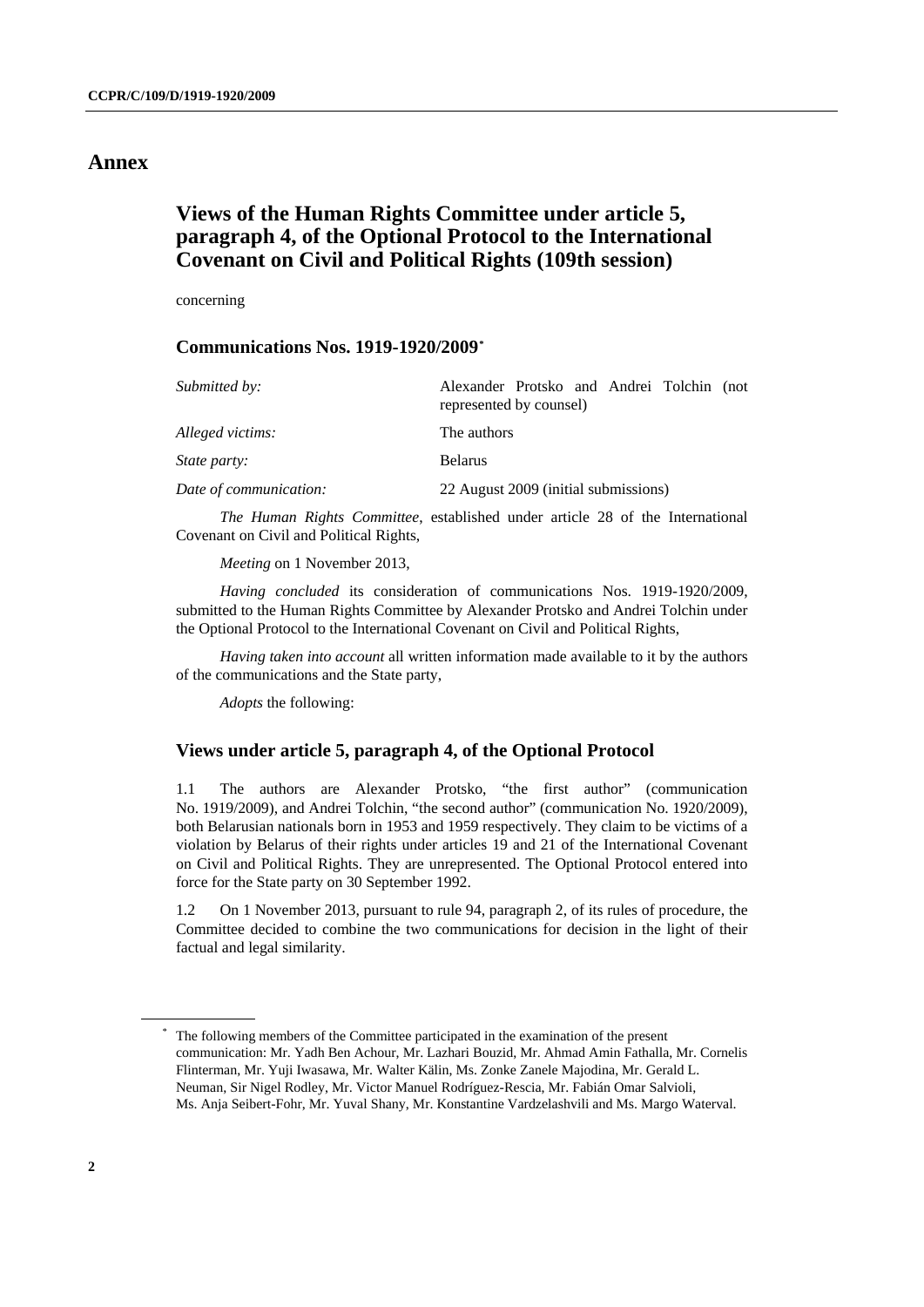# Annex

## Views of the Human Rights Committee under article 5, paragraph 4, of the Optional Protocol to the International Covenant on Civil and Political Rights (109th session)

concerning

### Communications Nos. 1919-1920/2009[*]

| | |
|---|---|
| *Submitted by:* | Alexander Protsko and Andrei Tolchin (not represented by counsel) |
| *Alleged victims:* | The authors |
| *State party:* | Belarus |
| *Date of communication:* | 22 August 2009 (initial submissions) |

*The Human Rights Committee*, established under article 28 of the International Covenant on Civil and Political Rights,

*Meeting* on 1 November 2013,

*Having concluded* its consideration of communications Nos. 1919-1920/2009, submitted to the Human Rights Committee by Alexander Protsko and Andrei Tolchin under the Optional Protocol to the International Covenant on Civil and Political Rights,

*Having taken into account* all written information made available to it by the authors of the communications and the State party,

*Adopts* the following:

### Views under article 5, paragraph 4, of the Optional Protocol

1.1 The authors are Alexander Protsko, "the first author" (communication No. 1919/2009), and Andrei Tolchin, "the second author" (communication No. 1920/2009), both Belarusian nationals born in 1953 and 1959 respectively. They claim to be victims of a violation by Belarus of their rights under articles 19 and 21 of the International Covenant on Civil and Political Rights. They are unrepresented. The Optional Protocol entered into force for the State party on 30 September 1992.

1.2 On 1 November 2013, pursuant to rule 94, paragraph 2, of its rules of procedure, the Committee decided to combine the two communications for decision in the light of their factual and legal similarity.

---

[*] The following members of the Committee participated in the examination of the present communication: Mr. Yadh Ben Achour, Mr. Lazhari Bouzid, Mr. Ahmad Amin Fathalla, Mr. Cornelis Flinterman, Mr. Yuji Iwasawa, Mr. Walter Kälin, Ms. Zonke Zanele Majodina, Mr. Gerald L. Neuman, Sir Nigel Rodley, Mr. Victor Manuel Rodríguez-Rescia, Mr. Fabián Omar Salvioli, Ms. Anja Seibert-Fohr, Mr. Yuval Shany, Mr. Konstantine Vardzelashvili and Ms. Margo Waterval.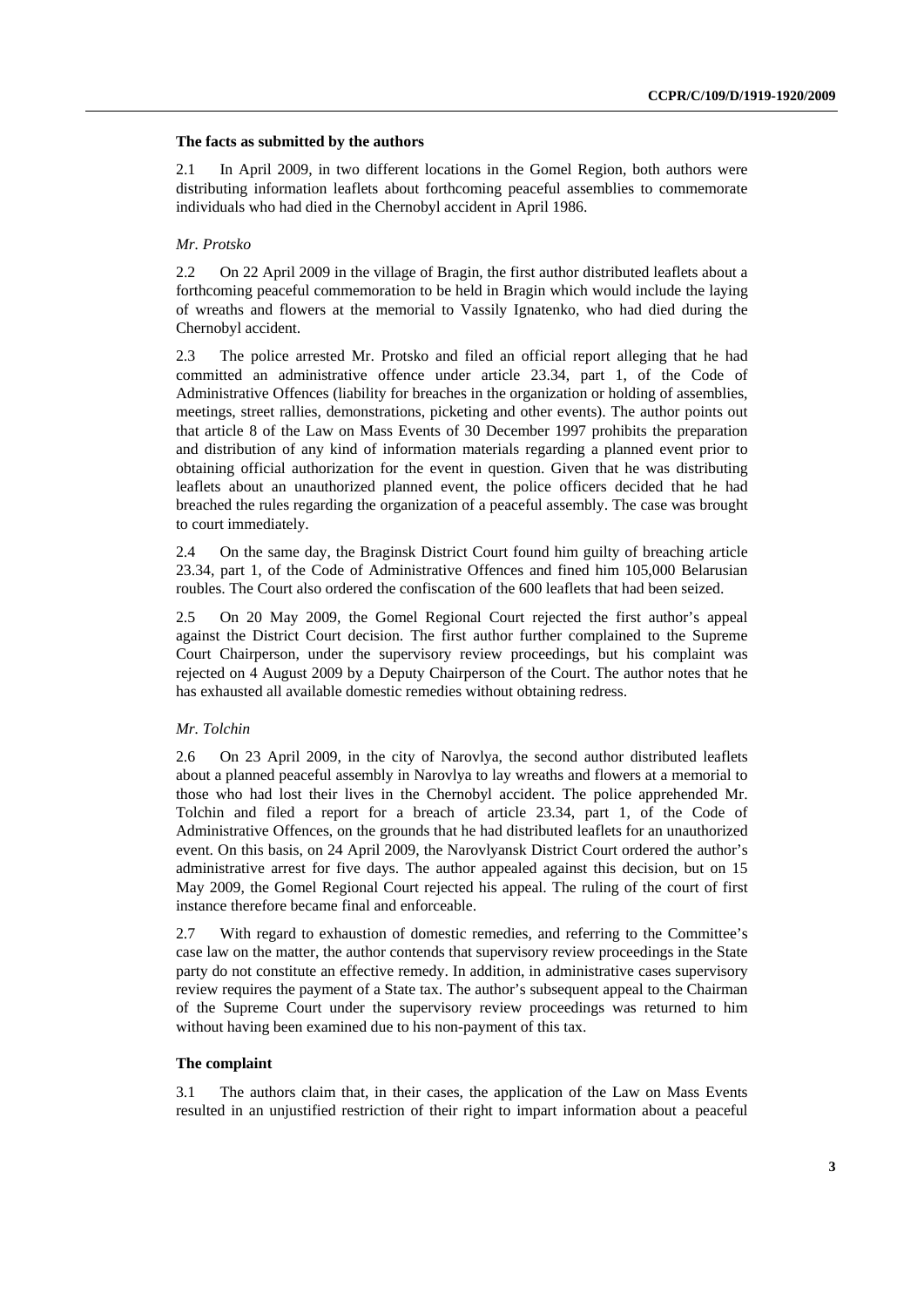### The facts as submitted by the authors

2.1 In April 2009, in two different locations in the Gomel Region, both authors were distributing information leaflets about forthcoming peaceful assemblies to commemorate individuals who had died in the Chernobyl accident in April 1986.

*Mr. Protsko*

2.2 On 22 April 2009 in the village of Bragin, the first author distributed leaflets about a forthcoming peaceful commemoration to be held in Bragin which would include the laying of wreaths and flowers at the memorial to Vassily Ignatenko, who had died during the Chernobyl accident.

2.3 The police arrested Mr. Protsko and filed an official report alleging that he had committed an administrative offence under article 23.34, part 1, of the Code of Administrative Offences (liability for breaches in the organization or holding of assemblies, meetings, street rallies, demonstrations, picketing and other events). The author points out that article 8 of the Law on Mass Events of 30 December 1997 prohibits the preparation and distribution of any kind of information materials regarding a planned event prior to obtaining official authorization for the event in question. Given that he was distributing leaflets about an unauthorized planned event, the police officers decided that he had breached the rules regarding the organization of a peaceful assembly. The case was brought to court immediately.

2.4 On the same day, the Braginsk District Court found him guilty of breaching article 23.34, part 1, of the Code of Administrative Offences and fined him 105,000 Belarusian roubles. The Court also ordered the confiscation of the 600 leaflets that had been seized.

2.5 On 20 May 2009, the Gomel Regional Court rejected the first author's appeal against the District Court decision. The first author further complained to the Supreme Court Chairperson, under the supervisory review proceedings, but his complaint was rejected on 4 August 2009 by a Deputy Chairperson of the Court. The author notes that he has exhausted all available domestic remedies without obtaining redress.

*Mr. Tolchin*

2.6 On 23 April 2009, in the city of Narovlya, the second author distributed leaflets about a planned peaceful assembly in Narovlya to lay wreaths and flowers at a memorial to those who had lost their lives in the Chernobyl accident. The police apprehended Mr. Tolchin and filed a report for a breach of article 23.34, part 1, of the Code of Administrative Offences, on the grounds that he had distributed leaflets for an unauthorized event. On this basis, on 24 April 2009, the Narovlyansk District Court ordered the author's administrative arrest for five days. The author appealed against this decision, but on 15 May 2009, the Gomel Regional Court rejected his appeal. The ruling of the court of first instance therefore became final and enforceable.

2.7 With regard to exhaustion of domestic remedies, and referring to the Committee's case law on the matter, the author contends that supervisory review proceedings in the State party do not constitute an effective remedy. In addition, in administrative cases supervisory review requires the payment of a State tax. The author's subsequent appeal to the Chairman of the Supreme Court under the supervisory review proceedings was returned to him without having been examined due to his non-payment of this tax.

### The complaint

3.1 The authors claim that, in their cases, the application of the Law on Mass Events resulted in an unjustified restriction of their right to impart information about a peaceful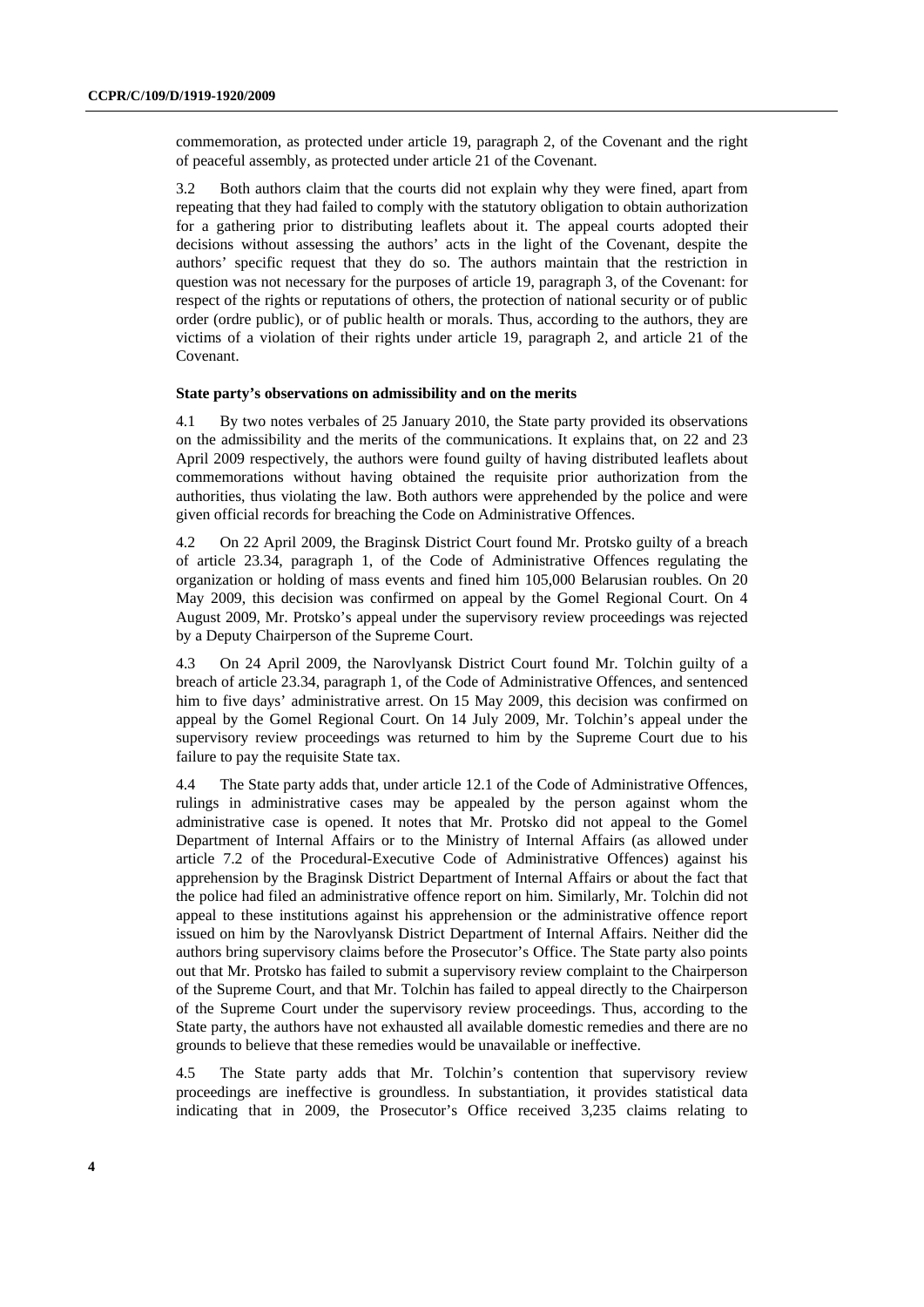commemoration, as protected under article 19, paragraph 2, of the Covenant and the right of peaceful assembly, as protected under article 21 of the Covenant.

3.2 Both authors claim that the courts did not explain why they were fined, apart from repeating that they had failed to comply with the statutory obligation to obtain authorization for a gathering prior to distributing leaflets about it. The appeal courts adopted their decisions without assessing the authors' acts in the light of the Covenant, despite the authors' specific request that they do so. The authors maintain that the restriction in question was not necessary for the purposes of article 19, paragraph 3, of the Covenant: for respect of the rights or reputations of others, the protection of national security or of public order (ordre public), or of public health or morals. Thus, according to the authors, they are victims of a violation of their rights under article 19, paragraph 2, and article 21 of the Covenant.

### State party's observations on admissibility and on the merits

4.1 By two notes verbales of 25 January 2010, the State party provided its observations on the admissibility and the merits of the communications. It explains that, on 22 and 23 April 2009 respectively, the authors were found guilty of having distributed leaflets about commemorations without having obtained the requisite prior authorization from the authorities, thus violating the law. Both authors were apprehended by the police and were given official records for breaching the Code on Administrative Offences.

4.2 On 22 April 2009, the Braginsk District Court found Mr. Protsko guilty of a breach of article 23.34, paragraph 1, of the Code of Administrative Offences regulating the organization or holding of mass events and fined him 105,000 Belarusian roubles. On 20 May 2009, this decision was confirmed on appeal by the Gomel Regional Court. On 4 August 2009, Mr. Protsko's appeal under the supervisory review proceedings was rejected by a Deputy Chairperson of the Supreme Court.

4.3 On 24 April 2009, the Narovlyansk District Court found Mr. Tolchin guilty of a breach of article 23.34, paragraph 1, of the Code of Administrative Offences, and sentenced him to five days' administrative arrest. On 15 May 2009, this decision was confirmed on appeal by the Gomel Regional Court. On 14 July 2009, Mr. Tolchin's appeal under the supervisory review proceedings was returned to him by the Supreme Court due to his failure to pay the requisite State tax.

4.4 The State party adds that, under article 12.1 of the Code of Administrative Offences, rulings in administrative cases may be appealed by the person against whom the administrative case is opened. It notes that Mr. Protsko did not appeal to the Gomel Department of Internal Affairs or to the Ministry of Internal Affairs (as allowed under article 7.2 of the Procedural-Executive Code of Administrative Offences) against his apprehension by the Braginsk District Department of Internal Affairs or about the fact that the police had filed an administrative offence report on him. Similarly, Mr. Tolchin did not appeal to these institutions against his apprehension or the administrative offence report issued on him by the Narovlyansk District Department of Internal Affairs. Neither did the authors bring supervisory claims before the Prosecutor's Office. The State party also points out that Mr. Protsko has failed to submit a supervisory review complaint to the Chairperson of the Supreme Court, and that Mr. Tolchin has failed to appeal directly to the Chairperson of the Supreme Court under the supervisory review proceedings. Thus, according to the State party, the authors have not exhausted all available domestic remedies and there are no grounds to believe that these remedies would be unavailable or ineffective.

4.5 The State party adds that Mr. Tolchin's contention that supervisory review proceedings are ineffective is groundless. In substantiation, it provides statistical data indicating that in 2009, the Prosecutor's Office received 3,235 claims relating to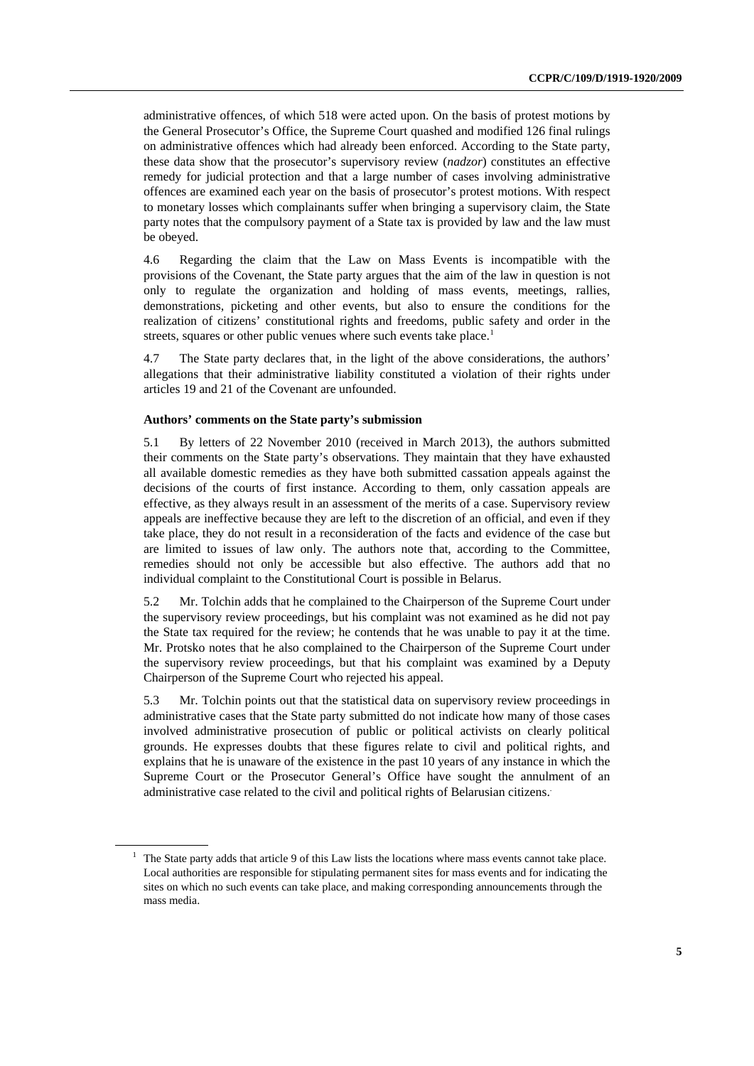administrative offences, of which 518 were acted upon. On the basis of protest motions by the General Prosecutor's Office, the Supreme Court quashed and modified 126 final rulings on administrative offences which had already been enforced. According to the State party, these data show that the prosecutor's supervisory review (*nadzor*) constitutes an effective remedy for judicial protection and that a large number of cases involving administrative offences are examined each year on the basis of prosecutor's protest motions. With respect to monetary losses which complainants suffer when bringing a supervisory claim, the State party notes that the compulsory payment of a State tax is provided by law and the law must be obeyed.

4.6 Regarding the claim that the Law on Mass Events is incompatible with the provisions of the Covenant, the State party argues that the aim of the law in question is not only to regulate the organization and holding of mass events, meetings, rallies, demonstrations, picketing and other events, but also to ensure the conditions for the realization of citizens' constitutional rights and freedoms, public safety and order in the streets, squares or other public venues where such events take place.[1]

4.7 The State party declares that, in the light of the above considerations, the authors' allegations that their administrative liability constituted a violation of their rights under articles 19 and 21 of the Covenant are unfounded.

**Authors' comments on the State party's submission**

5.1 By letters of 22 November 2010 (received in March 2013), the authors submitted their comments on the State party's observations. They maintain that they have exhausted all available domestic remedies as they have both submitted cassation appeals against the decisions of the courts of first instance. According to them, only cassation appeals are effective, as they always result in an assessment of the merits of a case. Supervisory review appeals are ineffective because they are left to the discretion of an official, and even if they take place, they do not result in a reconsideration of the facts and evidence of the case but are limited to issues of law only. The authors note that, according to the Committee, remedies should not only be accessible but also effective. The authors add that no individual complaint to the Constitutional Court is possible in Belarus.

5.2 Mr. Tolchin adds that he complained to the Chairperson of the Supreme Court under the supervisory review proceedings, but his complaint was not examined as he did not pay the State tax required for the review; he contends that he was unable to pay it at the time. Mr. Protsko notes that he also complained to the Chairperson of the Supreme Court under the supervisory review proceedings, but that his complaint was examined by a Deputy Chairperson of the Supreme Court who rejected his appeal.

5.3 Mr. Tolchin points out that the statistical data on supervisory review proceedings in administrative cases that the State party submitted do not indicate how many of those cases involved administrative prosecution of public or political activists on clearly political grounds. He expresses doubts that these figures relate to civil and political rights, and explains that he is unaware of the existence in the past 10 years of any instance in which the Supreme Court or the Prosecutor General's Office have sought the annulment of an administrative case related to the civil and political rights of Belarusian citizens.

[1] The State party adds that article 9 of this Law lists the locations where mass events cannot take place. Local authorities are responsible for stipulating permanent sites for mass events and for indicating the sites on which no such events can take place, and making corresponding announcements through the mass media.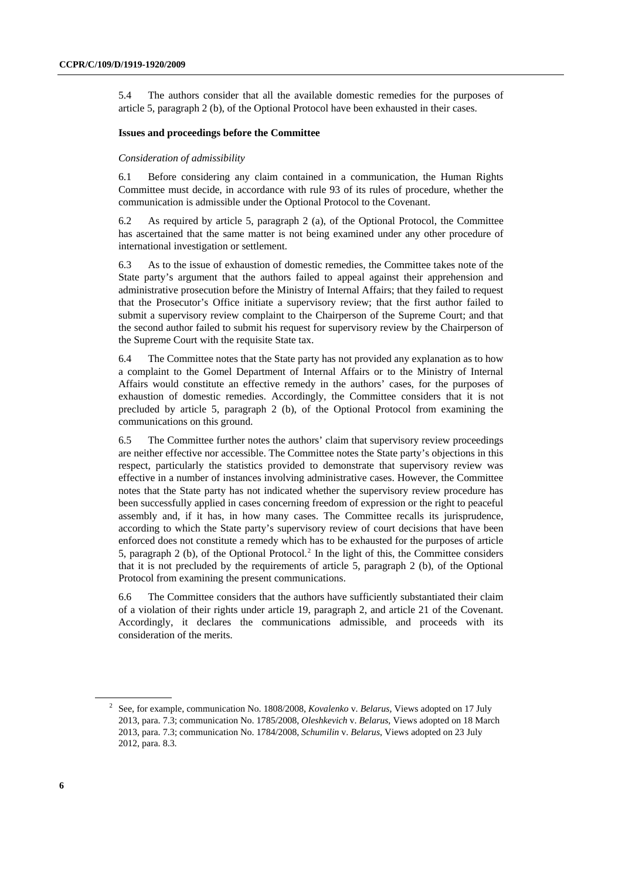5.4 The authors consider that all the available domestic remedies for the purposes of article 5, paragraph 2 (b), of the Optional Protocol have been exhausted in their cases.

### Issues and proceedings before the Committee

*Consideration of admissibility*

6.1 Before considering any claim contained in a communication, the Human Rights Committee must decide, in accordance with rule 93 of its rules of procedure, whether the communication is admissible under the Optional Protocol to the Covenant.

6.2 As required by article 5, paragraph 2 (a), of the Optional Protocol, the Committee has ascertained that the same matter is not being examined under any other procedure of international investigation or settlement.

6.3 As to the issue of exhaustion of domestic remedies, the Committee takes note of the State party's argument that the authors failed to appeal against their apprehension and administrative prosecution before the Ministry of Internal Affairs; that they failed to request that the Prosecutor's Office initiate a supervisory review; that the first author failed to submit a supervisory review complaint to the Chairperson of the Supreme Court; and that the second author failed to submit his request for supervisory review by the Chairperson of the Supreme Court with the requisite State tax.

6.4 The Committee notes that the State party has not provided any explanation as to how a complaint to the Gomel Department of Internal Affairs or to the Ministry of Internal Affairs would constitute an effective remedy in the authors' cases, for the purposes of exhaustion of domestic remedies. Accordingly, the Committee considers that it is not precluded by article 5, paragraph 2 (b), of the Optional Protocol from examining the communications on this ground.

6.5 The Committee further notes the authors' claim that supervisory review proceedings are neither effective nor accessible. The Committee notes the State party's objections in this respect, particularly the statistics provided to demonstrate that supervisory review was effective in a number of instances involving administrative cases. However, the Committee notes that the State party has not indicated whether the supervisory review procedure has been successfully applied in cases concerning freedom of expression or the right to peaceful assembly and, if it has, in how many cases. The Committee recalls its jurisprudence, according to which the State party's supervisory review of court decisions that have been enforced does not constitute a remedy which has to be exhausted for the purposes of article 5, paragraph 2 (b), of the Optional Protocol.[2] In the light of this, the Committee considers that it is not precluded by the requirements of article 5, paragraph 2 (b), of the Optional Protocol from examining the present communications.

6.6 The Committee considers that the authors have sufficiently substantiated their claim of a violation of their rights under article 19, paragraph 2, and article 21 of the Covenant. Accordingly, it declares the communications admissible, and proceeds with its consideration of the merits.

---

[2] See, for example, communication No. 1808/2008, *Kovalenko* v. *Belarus*, Views adopted on 17 July 2013, para. 7.3; communication No. 1785/2008, *Oleshkevich* v. *Belarus*, Views adopted on 18 March 2013, para. 7.3; communication No. 1784/2008, *Schumilin* v. *Belarus*, Views adopted on 23 July 2012, para. 8.3.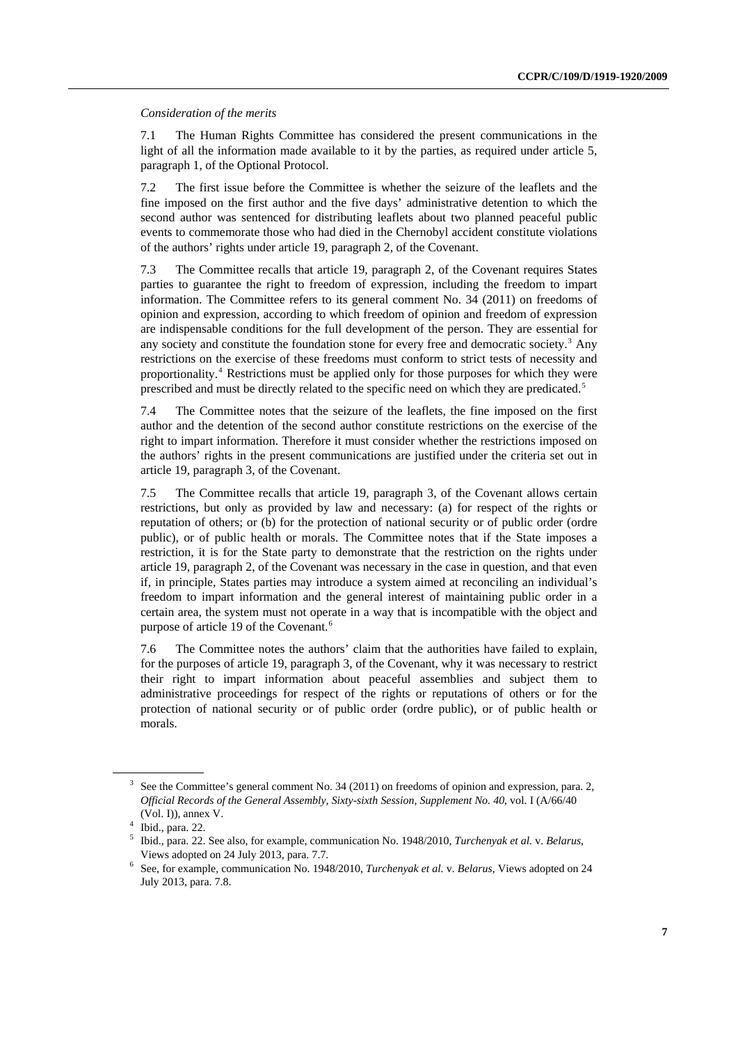*Consideration of the merits*

7.1 The Human Rights Committee has considered the present communications in the light of all the information made available to it by the parties, as required under article 5, paragraph 1, of the Optional Protocol.

7.2 The first issue before the Committee is whether the seizure of the leaflets and the fine imposed on the first author and the five days' administrative detention to which the second author was sentenced for distributing leaflets about two planned peaceful public events to commemorate those who had died in the Chernobyl accident constitute violations of the authors' rights under article 19, paragraph 2, of the Covenant.

7.3 The Committee recalls that article 19, paragraph 2, of the Covenant requires States parties to guarantee the right to freedom of expression, including the freedom to impart information. The Committee refers to its general comment No. 34 (2011) on freedoms of opinion and expression, according to which freedom of opinion and freedom of expression are indispensable conditions for the full development of the person. They are essential for any society and constitute the foundation stone for every free and democratic society.[3] Any restrictions on the exercise of these freedoms must conform to strict tests of necessity and proportionality.[4] Restrictions must be applied only for those purposes for which they were prescribed and must be directly related to the specific need on which they are predicated.[5]

7.4 The Committee notes that the seizure of the leaflets, the fine imposed on the first author and the detention of the second author constitute restrictions on the exercise of the right to impart information. Therefore it must consider whether the restrictions imposed on the authors' rights in the present communications are justified under the criteria set out in article 19, paragraph 3, of the Covenant.

7.5 The Committee recalls that article 19, paragraph 3, of the Covenant allows certain restrictions, but only as provided by law and necessary: (a) for respect of the rights or reputation of others; or (b) for the protection of national security or of public order (ordre public), or of public health or morals. The Committee notes that if the State imposes a restriction, it is for the State party to demonstrate that the restriction on the rights under article 19, paragraph 2, of the Covenant was necessary in the case in question, and that even if, in principle, States parties may introduce a system aimed at reconciling an individual's freedom to impart information and the general interest of maintaining public order in a certain area, the system must not operate in a way that is incompatible with the object and purpose of article 19 of the Covenant.[6]

7.6 The Committee notes the authors' claim that the authorities have failed to explain, for the purposes of article 19, paragraph 3, of the Covenant, why it was necessary to restrict their right to impart information about peaceful assemblies and subject them to administrative proceedings for respect of the rights or reputations of others or for the protection of national security or of public order (ordre public), or of public health or morals.

---

[3] See the Committee's general comment No. 34 (2011) on freedoms of opinion and expression, para. 2, *Official Records of the General Assembly, Sixty-sixth Session, Supplement No. 40*, vol. I (A/66/40 (Vol. I)), annex V.

[4] Ibid., para. 22.

[5] Ibid., para. 22. See also, for example, communication No. 1948/2010, *Turchenyak et al.* v. *Belarus*, Views adopted on 24 July 2013, para. 7.7.

[6] See, for example, communication No. 1948/2010, *Turchenyak et al.* v. *Belarus*, Views adopted on 24 July 2013, para. 7.8.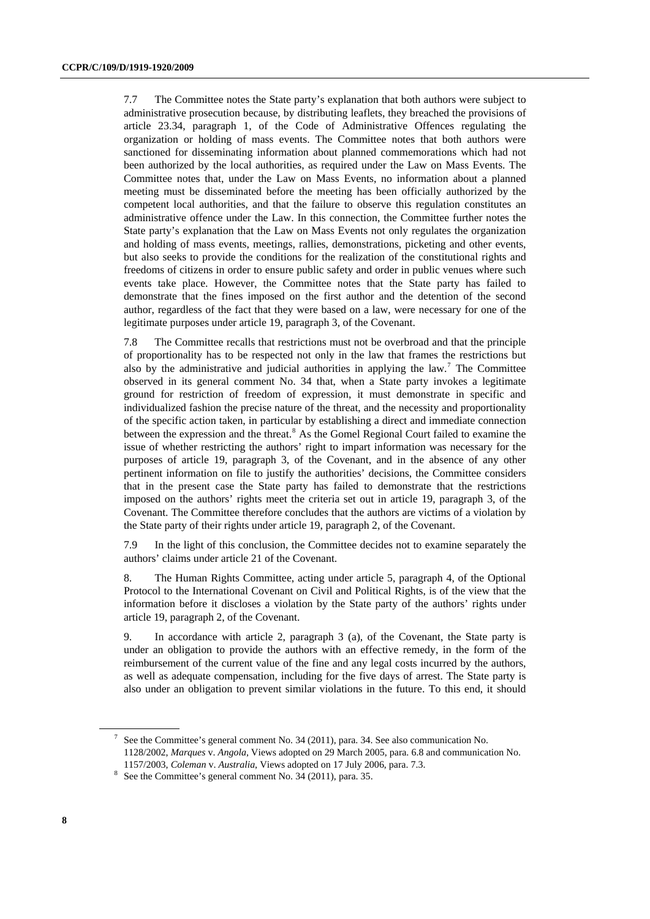7.7 The Committee notes the State party's explanation that both authors were subject to administrative prosecution because, by distributing leaflets, they breached the provisions of article 23.34, paragraph 1, of the Code of Administrative Offences regulating the organization or holding of mass events. The Committee notes that both authors were sanctioned for disseminating information about planned commemorations which had not been authorized by the local authorities, as required under the Law on Mass Events. The Committee notes that, under the Law on Mass Events, no information about a planned meeting must be disseminated before the meeting has been officially authorized by the competent local authorities, and that the failure to observe this regulation constitutes an administrative offence under the Law. In this connection, the Committee further notes the State party's explanation that the Law on Mass Events not only regulates the organization and holding of mass events, meetings, rallies, demonstrations, picketing and other events, but also seeks to provide the conditions for the realization of the constitutional rights and freedoms of citizens in order to ensure public safety and order in public venues where such events take place. However, the Committee notes that the State party has failed to demonstrate that the fines imposed on the first author and the detention of the second author, regardless of the fact that they were based on a law, were necessary for one of the legitimate purposes under article 19, paragraph 3, of the Covenant.

7.8 The Committee recalls that restrictions must not be overbroad and that the principle of proportionality has to be respected not only in the law that frames the restrictions but also by the administrative and judicial authorities in applying the law.[7] The Committee observed in its general comment No. 34 that, when a State party invokes a legitimate ground for restriction of freedom of expression, it must demonstrate in specific and individualized fashion the precise nature of the threat, and the necessity and proportionality of the specific action taken, in particular by establishing a direct and immediate connection between the expression and the threat.[8] As the Gomel Regional Court failed to examine the issue of whether restricting the authors' right to impart information was necessary for the purposes of article 19, paragraph 3, of the Covenant, and in the absence of any other pertinent information on file to justify the authorities' decisions, the Committee considers that in the present case the State party has failed to demonstrate that the restrictions imposed on the authors' rights meet the criteria set out in article 19, paragraph 3, of the Covenant. The Committee therefore concludes that the authors are victims of a violation by the State party of their rights under article 19, paragraph 2, of the Covenant.

7.9 In the light of this conclusion, the Committee decides not to examine separately the authors' claims under article 21 of the Covenant.

8. The Human Rights Committee, acting under article 5, paragraph 4, of the Optional Protocol to the International Covenant on Civil and Political Rights, is of the view that the information before it discloses a violation by the State party of the authors' rights under article 19, paragraph 2, of the Covenant.

9. In accordance with article 2, paragraph 3 (a), of the Covenant, the State party is under an obligation to provide the authors with an effective remedy, in the form of the reimbursement of the current value of the fine and any legal costs incurred by the authors, as well as adequate compensation, including for the five days of arrest. The State party is also under an obligation to prevent similar violations in the future. To this end, it should

---

[7] See the Committee's general comment No. 34 (2011), para. 34. See also communication No. 1128/2002, *Marques* v. *Angola*, Views adopted on 29 March 2005, para. 6.8 and communication No. 1157/2003, *Coleman* v. *Australia*, Views adopted on 17 July 2006, para. 7.3.

[8] See the Committee's general comment No. 34 (2011), para. 35.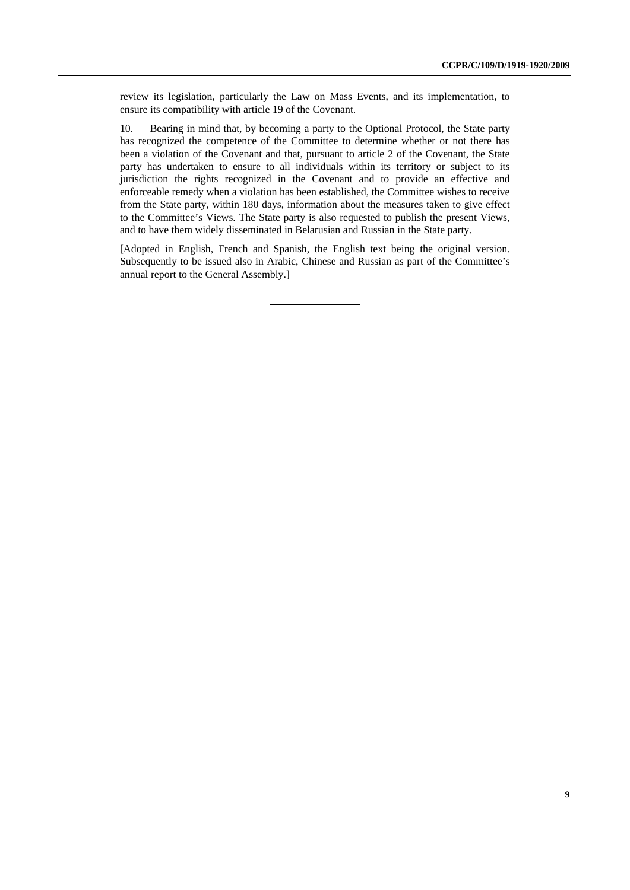review its legislation, particularly the Law on Mass Events, and its implementation, to ensure its compatibility with article 19 of the Covenant.

10. Bearing in mind that, by becoming a party to the Optional Protocol, the State party has recognized the competence of the Committee to determine whether or not there has been a violation of the Covenant and that, pursuant to article 2 of the Covenant, the State party has undertaken to ensure to all individuals within its territory or subject to its jurisdiction the rights recognized in the Covenant and to provide an effective and enforceable remedy when a violation has been established, the Committee wishes to receive from the State party, within 180 days, information about the measures taken to give effect to the Committee's Views. The State party is also requested to publish the present Views, and to have them widely disseminated in Belarusian and Russian in the State party.

[Adopted in English, French and Spanish, the English text being the original version. Subsequently to be issued also in Arabic, Chinese and Russian as part of the Committee's annual report to the General Assembly.]